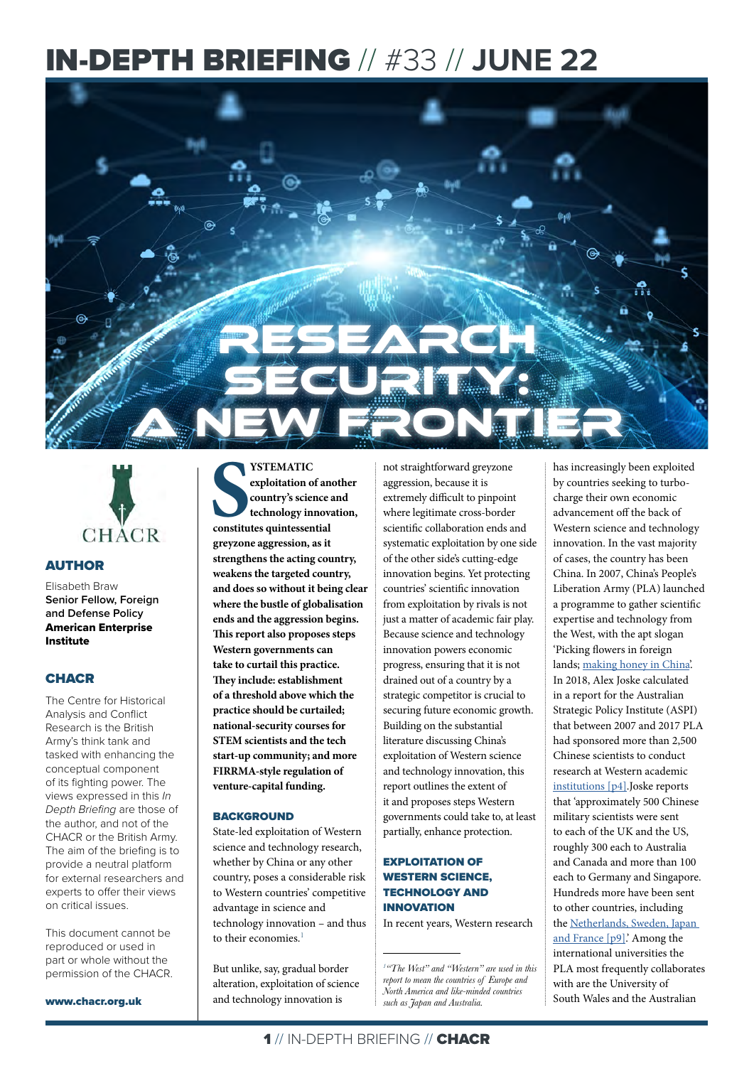# IN-DEPTH BRIEFING // #33 // JUNE 22

# RESEARCH SECURITY: A NEW FRONTIER

CHACR

## AUTHOR

Elisabeth Braw
**Senior Fellow, Foreign and Defense Policy**
**American Enterprise Institute**

## CHACR

The Centre for Historical Analysis and Conflict Research is the British Army's think tank and tasked with enhancing the conceptual component of its fighting power. The views expressed in this *In Depth Briefing* are those of the author, and not of the CHACR or the British Army. The aim of the briefing is to provide a neutral platform for external researchers and experts to offer their views on critical issues.

This document cannot be reproduced or used in part or whole without the permission of the CHACR.

**www.chacr.org.uk**

**SYSTEMATIC exploitation of another country's science and technology innovation, constitutes quintessential greyzone aggression, as it strengthens the acting country, weakens the targeted country, and does so without it being clear where the bustle of globalisation ends and the aggression begins. This report also proposes steps Western governments can take to curtail this practice. They include: establishment of a threshold above which the practice should be curtailed; national-security courses for STEM scientists and the tech start-up community; and more FIRRMA-style regulation of venture-capital funding.**

## BACKGROUND

State-led exploitation of Western science and technology research, whether by China or any other country, poses a considerable risk to Western countries' competitive advantage in science and technology innovation – and thus to their economies.[1]

But unlike, say, gradual border alteration, exploitation of science and technology innovation is not straightforward greyzone aggression, because it is extremely difficult to pinpoint where legitimate cross-border scientific collaboration ends and systematic exploitation by one side of the other side's cutting-edge innovation begins. Yet protecting countries' scientific innovation from exploitation by rivals is not just a matter of academic fair play. Because science and technology innovation powers economic progress, ensuring that it is not drained out of a country by a strategic competitor is crucial to securing future economic growth. Building on the substantial literature discussing China's exploitation of Western science and technology innovation, this report outlines the extent of it and proposes steps Western governments could take to, at least partially, enhance protection.

## EXPLOITATION OF WESTERN SCIENCE, TECHNOLOGY AND INNOVATION

In recent years, Western research has increasingly been exploited by countries seeking to turbo-charge their own economic advancement off the back of Western science and technology innovation. In the vast majority of cases, the country has been China. In 2007, China's People's Liberation Army (PLA) launched a programme to gather scientific expertise and technology from the West, with the apt slogan 'Picking flowers in foreign lands; making honey in China'. In 2018, Alex Joske calculated in a report for the Australian Strategic Policy Institute (ASPI) that between 2007 and 2017 PLA had sponsored more than 2,500 Chinese scientists to conduct research at Western academic institutions [p4]. Joske reports that 'approximately 500 Chinese military scientists were sent to each of the UK and the US, roughly 300 each to Australia and Canada and more than 100 each to Germany and Singapore. Hundreds more have been sent to other countries, including the Netherlands, Sweden, Japan and France [p9].' Among the international universities the PLA most frequently collaborates with are the University of South Wales and the Australian

[1] *"The West" and "Western" are used in this report to mean the countries of Europe and North America and like-minded countries such as Japan and Australia.*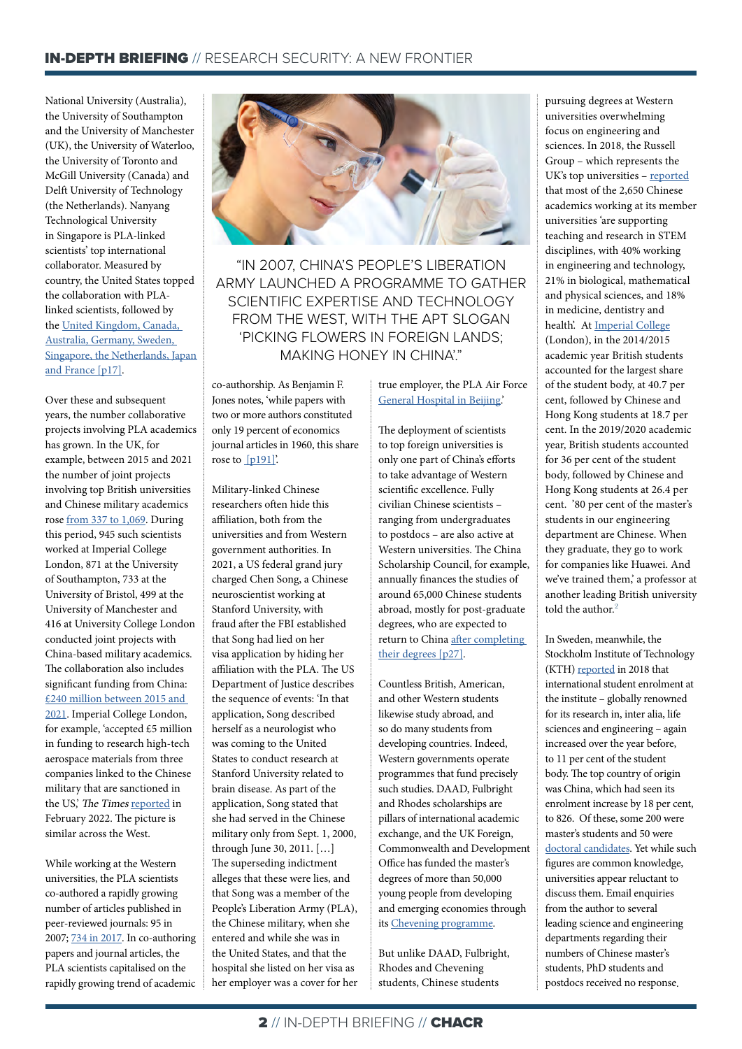National University (Australia), the University of Southampton and the University of Manchester (UK), the University of Waterloo, the University of Toronto and McGill University (Canada) and Delft University of Technology (the Netherlands). Nanyang Technological University in Singapore is PLA-linked scientists' top international collaborator. Measured by country, the United States topped the collaboration with PLA-linked scientists, followed by the United Kingdom, Canada, Australia, Germany, Sweden, Singapore, the Netherlands, Japan and France [p17].

Over these and subsequent years, the number collaborative projects involving PLA academics has grown. In the UK, for example, between 2015 and 2021 the number of joint projects involving top British universities and Chinese military academics rose from 337 to 1,069. During this period, 945 such scientists worked at Imperial College London, 871 at the University of Southampton, 733 at the University of Bristol, 499 at the University of Manchester and 416 at University College London conducted joint projects with China-based military academics. The collaboration also includes significant funding from China: £240 million between 2015 and 2021. Imperial College London, for example, 'accepted £5 million in funding to research high-tech aerospace materials from three companies linked to the Chinese military that are sanctioned in the US,' *The Times* reported in February 2022. The picture is similar across the West.

While working at the Western universities, the PLA scientists co-authored a rapidly growing number of articles published in peer-reviewed journals: 95 in 2007; 734 in 2017. In co-authoring papers and journal articles, the PLA scientists capitalised on the rapidly growing trend of academic co-authorship. As Benjamin F. Jones notes, 'while papers with two or more authors constituted only 19 percent of economics journal articles in 1960, this share rose to [p191].'

"IN 2007, CHINA'S PEOPLE'S LIBERATION ARMY LAUNCHED A PROGRAMME TO GATHER SCIENTIFIC EXPERTISE AND TECHNOLOGY FROM THE WEST, WITH THE APT SLOGAN 'PICKING FLOWERS IN FOREIGN LANDS; MAKING HONEY IN CHINA'."

Military-linked Chinese researchers often hide this affiliation, both from the universities and from Western government authorities. In 2021, a US federal grand jury charged Chen Song, a Chinese neuroscientist working at Stanford University, with fraud after the FBI established that Song had lied on her visa application by hiding her affiliation with the PLA. The US Department of Justice describes the sequence of events: 'In that application, Song described herself as a neurologist who was coming to the United States to conduct research at Stanford University related to brain disease. As part of the application, Song stated that she had served in the Chinese military only from Sept. 1, 2000, through June 30, 2011. […] The superseding indictment alleges that these were lies, and that Song was a member of the People's Liberation Army (PLA), the Chinese military, when she entered and while she was in the United States, and that the hospital she listed on her visa as her employer was a cover for her true employer, the PLA Air Force General Hospital in Beijing.'

The deployment of scientists to top foreign universities is only one part of China's efforts to take advantage of Western scientific excellence. Fully civilian Chinese scientists – ranging from undergraduates to postdocs – are also active at Western universities. The China Scholarship Council, for example, annually finances the studies of around 65,000 Chinese students abroad, mostly for post-graduate degrees, who are expected to return to China after completing their degrees [p27].

Countless British, American, and other Western students likewise study abroad, and so do many students from developing countries. Indeed, Western governments operate programmes that fund precisely such studies. DAAD, Fulbright and Rhodes scholarships are pillars of international academic exchange, and the UK Foreign, Commonwealth and Development Office has funded the master's degrees of more than 50,000 young people from developing and emerging economies through its Chevening programme.

But unlike DAAD, Fulbright, Rhodes and Chevening students, Chinese students pursuing degrees at Western universities overwhelming focus on engineering and sciences. In 2018, the Russell Group – which represents the UK's top universities – reported that most of the 2,650 Chinese academics working at its member universities 'are supporting teaching and research in STEM disciplines, with 40% working in engineering and technology, 21% in biological, mathematical and physical sciences, and 18% in medicine, dentistry and health.' At Imperial College (London), in the 2014/2015 academic year British students accounted for the largest share of the student body, at 40.7 per cent, followed by Chinese and Hong Kong students at 18.7 per cent. In the 2019/2020 academic year, British students accounted for 36 per cent of the student body, followed by Chinese and Hong Kong students at 26.4 per cent. '80 per cent of the master's students in our engineering department are Chinese. When they graduate, they go to work for companies like Huawei. And we've trained them,' a professor at another leading British university told the author.[2]

In Sweden, meanwhile, the Stockholm Institute of Technology (KTH) reported in 2018 that international student enrolment at the institute – globally renowned for its research in, inter alia, life sciences and engineering – again increased over the year before, to 11 per cent of the student body. The top country of origin was China, which had seen its enrolment increase by 18 per cent, to 826. Of these, some 200 were master's students and 50 were doctoral candidates. Yet while such figures are common knowledge, universities appear reluctant to discuss them. Email enquiries from the author to several leading science and engineering departments regarding their numbers of Chinese master's students, PhD students and postdocs received no response.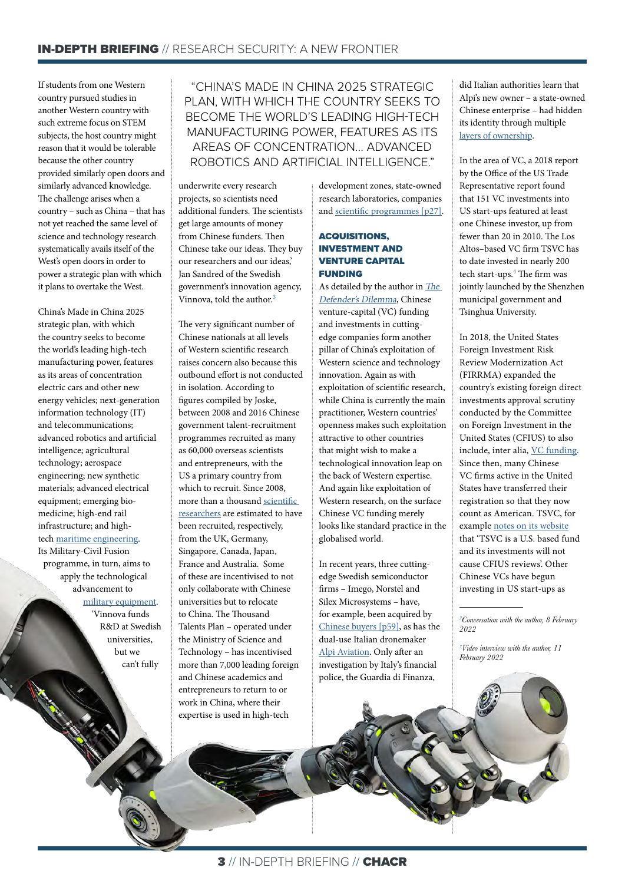If students from one Western country pursued studies in another Western country with such extreme focus on STEM subjects, the host country might reason that it would be tolerable because the other country provided similarly open doors and similarly advanced knowledge. The challenge arises when a country – such as China – that has not yet reached the same level of science and technology research systematically avails itself of the West's open doors in order to power a strategic plan with which it plans to overtake the West.

China's Made in China 2025 strategic plan, with which the country seeks to become the world's leading high-tech manufacturing power, features as its areas of concentration electric cars and other new energy vehicles; next-generation information technology (IT) and telecommunications; advanced robotics and artificial intelligence; agricultural technology; aerospace engineering; new synthetic materials; advanced electrical equipment; emerging bio-medicine; high-end rail infrastructure; and high-tech maritime engineering. Its Military-Civil Fusion programme, in turn, aims to apply the technological advancement to military equipment. 'Vinnova funds R&D at Swedish universities, but we can't fully underwrite every research projects, so scientists need additional funders. The scientists get large amounts of money from Chinese funders. Then Chinese take our ideas. They buy our researchers and our ideas,' Jan Sandred of the Swedish government's innovation agency, Vinnova, told the author.[3]

> "CHINA'S MADE IN CHINA 2025 STRATEGIC PLAN, WITH WHICH THE COUNTRY SEEKS TO BECOME THE WORLD'S LEADING HIGH-TECH MANUFACTURING POWER, FEATURES AS ITS AREAS OF CONCENTRATION... ADVANCED ROBOTICS AND ARTIFICIAL INTELLIGENCE."

The very significant number of Chinese nationals at all levels of Western scientific research raises concern also because this outbound effort is not conducted in isolation. According to figures compiled by Joske, between 2008 and 2016 Chinese government talent-recruitment programmes recruited as many as 60,000 overseas scientists and entrepreneurs, with the US a primary country from which to recruit. Since 2008, more than a thousand scientific researchers are estimated to have been recruited, respectively, from the UK, Germany, Singapore, Canada, Japan, France and Australia. Some of these are incentivised to not only collaborate with Chinese universities but to relocate to China. The Thousand Talents Plan – operated under the Ministry of Science and Technology – has incentivised more than 7,000 leading foreign and Chinese academics and entrepreneurs to return to or work in China, where their expertise is used in high-tech development zones, state-owned research laboratories, companies and scientific programmes [p27].

### ACQUISITIONS, INVESTMENT AND VENTURE CAPITAL FUNDING

As detailed by the author in *The Defender's Dilemma*, Chinese venture-capital (VC) funding and investments in cutting-edge companies form another pillar of China's exploitation of Western science and technology innovation. Again as with exploitation of scientific research, while China is currently the main practitioner, Western countries' openness makes such exploitation attractive to other countries that might wish to make a technological innovation leap on the back of Western expertise. And again like exploitation of Western research, on the surface Chinese VC funding merely looks like standard practice in the globalised world.

In recent years, three cutting-edge Swedish semiconductor firms – Imego, Norstel and Silex Microsystems – have, for example, been acquired by Chinese buyers [p59], as has the dual-use Italian dronemaker Alpi Aviation. Only after an investigation by Italy's financial police, the Guardia di Finanza, did Italian authorities learn that Alpi's new owner – a state-owned Chinese enterprise – had hidden its identity through multiple layers of ownership.

In the area of VC, a 2018 report by the Office of the US Trade Representative report found that 151 VC investments into US start-ups featured at least one Chinese investor, up from fewer than 20 in 2010. The Los Altos–based VC firm TSVC has to date invested in nearly 200 tech start-ups.[4] The firm was jointly launched by the Shenzhen municipal government and Tsinghua University.

In 2018, the United States Foreign Investment Risk Review Modernization Act (FIRRMA) expanded the country's existing foreign direct investments approval scrutiny conducted by the Committee on Foreign Investment in the United States (CFIUS) to also include, inter alia, VC funding. Since then, many Chinese VC firms active in the United States have transferred their registration so that they now count as American. TSVC, for example notes on its website that 'TSVC is a U.S. based fund and its investments will not cause CFIUS reviews'. Other Chinese VCs have begun investing in US start-ups as

---

[2] *Conversation with the author, 8 February 2022*

[3] *Video interview with the author, 11 February 2022*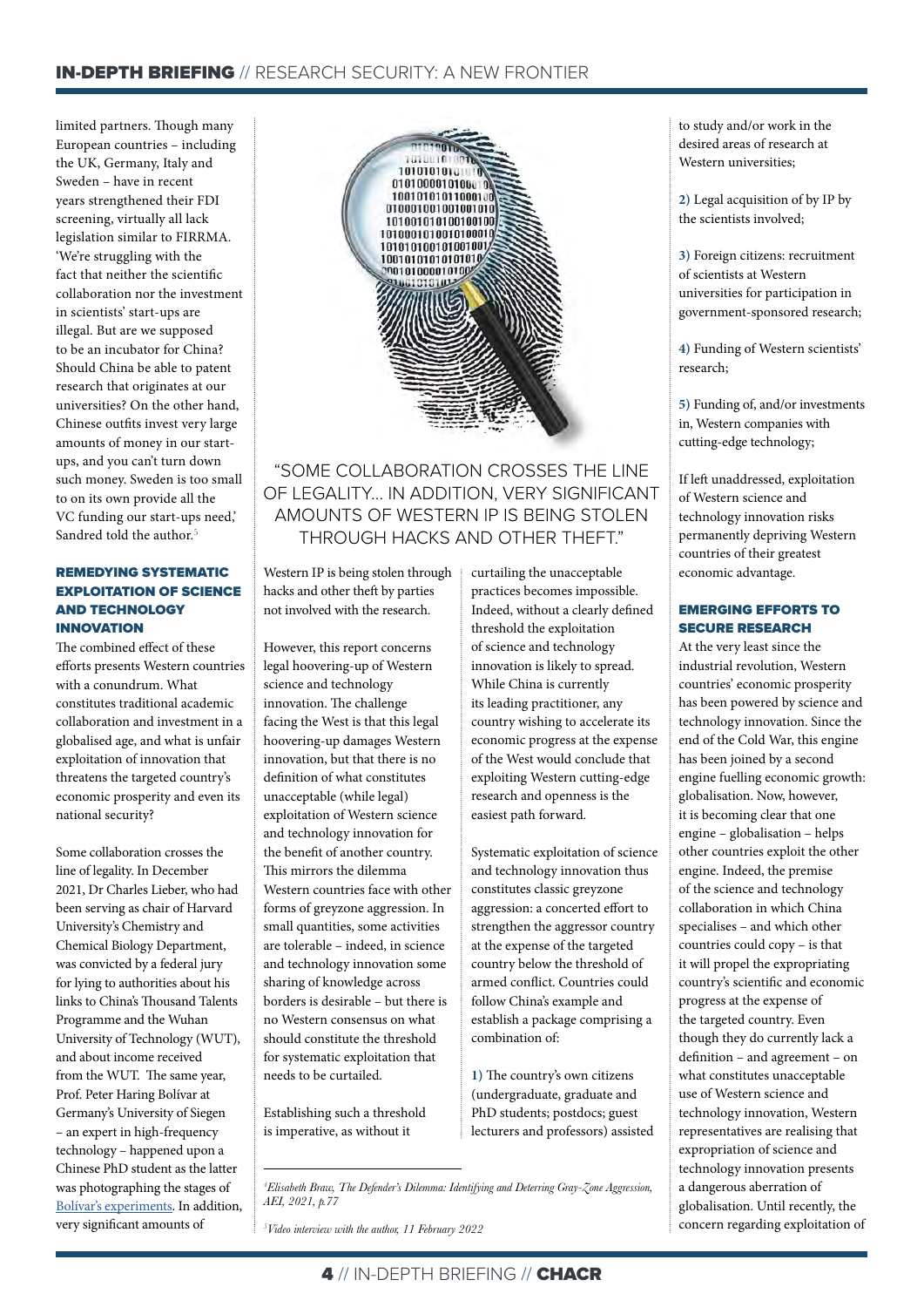limited partners. Though many European countries – including the UK, Germany, Italy and Sweden – have in recent years strengthened their FDI screening, virtually all lack legislation similar to FIRRMA. 'We're struggling with the fact that neither the scientific collaboration nor the investment in scientists' start-ups are illegal. But are we supposed to be an incubator for China? Should China be able to patent research that originates at our universities? On the other hand, Chinese outfits invest very large amounts of money in our start-ups, and you can't turn down such money. Sweden is too small to on its own provide all the VC funding our start-ups need,' Sandred told the author.[5]

### REMEDYING SYSTEMATIC EXPLOITATION OF SCIENCE AND TECHNOLOGY INNOVATION

The combined effect of these efforts presents Western countries with a conundrum. What constitutes traditional academic collaboration and investment in a globalised age, and what is unfair exploitation of innovation that threatens the targeted country's economic prosperity and even its national security?

Some collaboration crosses the line of legality. In December 2021, Dr Charles Lieber, who had been serving as chair of Harvard University's Chemistry and Chemical Biology Department, was convicted by a federal jury for lying to authorities about his links to China's Thousand Talents Programme and the Wuhan University of Technology (WUT), and about income received from the WUT. The same year, Prof. Peter Haring Bolívar at Germany's University of Siegen – an expert in high-frequency technology – happened upon a Chinese PhD student as the latter was photographing the stages of Bolívar's experiments. In addition, very significant amounts of Western IP is being stolen through hacks and other theft by parties not involved with the research.

> "SOME COLLABORATION CROSSES THE LINE OF LEGALITY... IN ADDITION, VERY SIGNIFICANT AMOUNTS OF WESTERN IP IS BEING STOLEN THROUGH HACKS AND OTHER THEFT."

However, this report concerns legal hoovering-up of Western science and technology innovation. The challenge facing the West is that this legal hoovering-up damages Western innovation, but that there is no definition of what constitutes unacceptable (while legal) exploitation of Western science and technology innovation for the benefit of another country. This mirrors the dilemma Western countries face with other forms of greyzone aggression. In small quantities, some activities are tolerable – indeed, in science and technology innovation some sharing of knowledge across borders is desirable – but there is no Western consensus on what should constitute the threshold for systematic exploitation that needs to be curtailed.

Establishing such a threshold is imperative, as without it curtailing the unacceptable practices becomes impossible. Indeed, without a clearly defined threshold the exploitation of science and technology innovation is likely to spread. While China is currently its leading practitioner, any country wishing to accelerate its economic progress at the expense of the West would conclude that exploiting Western cutting-edge research and openness is the easiest path forward.

Systematic exploitation of science and technology innovation thus constitutes classic greyzone aggression: a concerted effort to strengthen the aggressor country at the expense of the targeted country below the threshold of armed conflict. Countries could follow China's example and establish a package comprising a combination of:

1) The country's own citizens (undergraduate, graduate and PhD students; postdocs; guest lecturers and professors) assisted to study and/or work in the desired areas of research at Western universities;

2) Legal acquisition of by IP by the scientists involved;

3) Foreign citizens: recruitment of scientists at Western universities for participation in government-sponsored research;

4) Funding of Western scientists' research;

5) Funding of, and/or investments in, Western companies with cutting-edge technology;

If left unaddressed, exploitation of Western science and technology innovation risks permanently depriving Western countries of their greatest economic advantage.

### EMERGING EFFORTS TO SECURE RESEARCH

At the very least since the industrial revolution, Western countries' economic prosperity has been powered by science and technology innovation. Since the end of the Cold War, this engine has been joined by a second engine fuelling economic growth: globalisation. Now, however, it is becoming clear that one engine – globalisation – helps other countries exploit the other engine. Indeed, the premise of the science and technology collaboration in which China specialises – and which other countries could copy – is that it will propel the expropriating country's scientific and economic progress at the expense of the targeted country. Even though they do currently lack a definition – and agreement – on what constitutes unacceptable use of Western science and technology innovation, Western representatives are realising that expropriation of science and technology innovation presents a dangerous aberration of globalisation. Until recently, the concern regarding exploitation of

---

[4] *Elisabeth Braw, The Defender's Dilemma: Identifying and Deterring Gray-Zone Aggression, AEI, 2021, p.77*

[5] *Video interview with the author, 11 February 2022*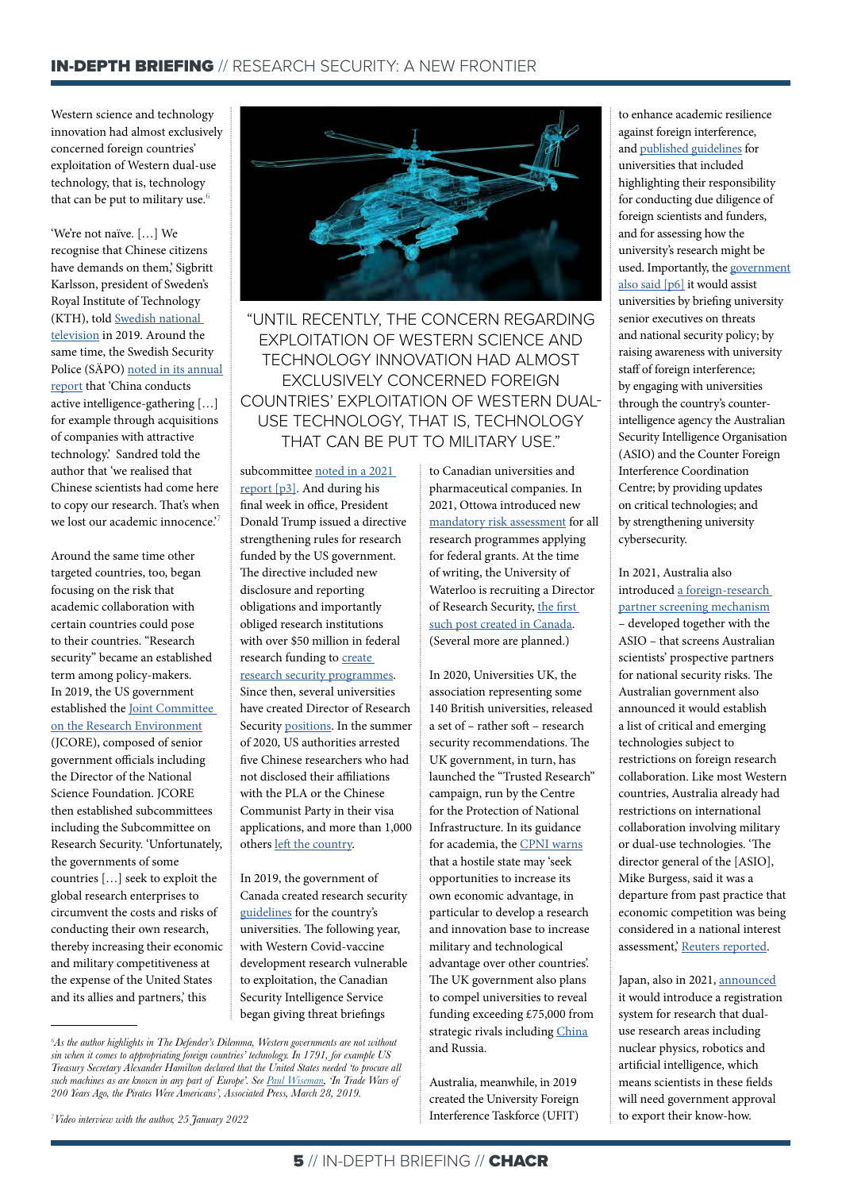Western science and technology innovation had almost exclusively concerned foreign countries' exploitation of Western dual-use technology, that is, technology that can be put to military use.[6]

'We're not naïve. […] We recognise that Chinese citizens have demands on them,' Sigbritt Karlsson, president of Sweden's Royal Institute of Technology (KTH), told Swedish national television in 2019. Around the same time, the Swedish Security Police (SÄPO) noted in its annual report that 'China conducts active intelligence-gathering […] for example through acquisitions of companies with attractive technology.' Sandred told the author that 'we realised that Chinese scientists had come here to copy our research. That's when we lost our academic innocence.'[7]

Around the same time other targeted countries, too, began focusing on the risk that academic collaboration with certain countries could pose to their countries. "Research security" became an established term among policy-makers. In 2019, the US government established the Joint Committee on the Research Environment (JCORE), composed of senior government officials including the Director of the National Science Foundation. JCORE then established subcommittees including the Subcommittee on Research Security. 'Unfortunately, the governments of some countries […] seek to exploit the global research enterprises to circumvent the costs and risks of conducting their own research, thereby increasing their economic and military competitiveness at the expense of the United States and its allies and partners,' this subcommittee noted in a 2021 report [p3]. And during his final week in office, President Donald Trump issued a directive strengthening rules for research funded by the US government. The directive included new disclosure and reporting obligations and importantly obliged research institutions with over $50 million in federal research funding to create research security programmes. Since then, several universities have created Director of Research Security positions. In the summer of 2020, US authorities arrested five Chinese researchers who had not disclosed their affiliations with the PLA or the Chinese Communist Party in their visa applications, and more than 1,000 others left the country.

"UNTIL RECENTLY, THE CONCERN REGARDING EXPLOITATION OF WESTERN SCIENCE AND TECHNOLOGY INNOVATION HAD ALMOST EXCLUSIVELY CONCERNED FOREIGN COUNTRIES' EXPLOITATION OF WESTERN DUAL-USE TECHNOLOGY, THAT IS, TECHNOLOGY THAT CAN BE PUT TO MILITARY USE."

In 2019, the government of Canada created research security guidelines for the country's universities. The following year, with Western Covid-vaccine development research vulnerable to exploitation, the Canadian Security Intelligence Service began giving threat briefings to Canadian universities and pharmaceutical companies. In 2021, Ottowa introduced new mandatory risk assessment for all research programmes applying for federal grants. At the time of writing, the University of Waterloo is recruiting a Director of Research Security, the first such post created in Canada. (Several more are planned.)

In 2020, Universities UK, the association representing some 140 British universities, released a set of – rather soft – research security recommendations. The UK government, in turn, has launched the "Trusted Research" campaign, run by the Centre for the Protection of National Infrastructure. In its guidance for academia, the CPNI warns that a hostile state may 'seek opportunities to increase its own economic advantage, in particular to develop a research and innovation base to increase military and technological advantage over other countries'. The UK government also plans to compel universities to reveal funding exceeding £75,000 from strategic rivals including China and Russia.

Australia, meanwhile, in 2019 created the University Foreign Interference Taskforce (UFIT) to enhance academic resilience against foreign interference, and published guidelines for universities that included highlighting their responsibility for conducting due diligence of foreign scientists and funders, and for assessing how the university's research might be used. Importantly, the government also said [p6] it would assist universities by briefing university senior executives on threats and national security policy; by raising awareness with university staff of foreign interference; by engaging with universities through the country's counter-intelligence agency the Australian Security Intelligence Organisation (ASIO) and the Counter Foreign Interference Coordination Centre; by providing updates on critical technologies; and by strengthening university cybersecurity.

In 2021, Australia also introduced a foreign-research partner screening mechanism – developed together with the ASIO – that screens Australian scientists' prospective partners for national security risks. The Australian government also announced it would establish a list of critical and emerging technologies subject to restrictions on foreign research collaboration. Like most Western countries, Australia already had restrictions on international collaboration involving military or dual-use technologies. 'The director general of the [ASIO], Mike Burgess, said it was a departure from past practice that economic competition was being considered in a national interest assessment,' Reuters reported.

Japan, also in 2021, announced it would introduce a registration system for research that dual-use research areas including nuclear physics, robotics and artificial intelligence, which means scientists in these fields will need government approval to export their know-how.

---

[6] *As the author highlights in The Defender's Dilemma, Western governments are not without sin when it comes to appropriating foreign countries' technology. In 1791, for example US Treasury Secretary Alexander Hamilton declared that the United States needed 'to procure all such machines as are known in any part of Europe'. See Paul Wiseman, 'In Trade Wars of 200 Years Ago, the Pirates Were Americans', Associated Press, March 28, 2019.*

[7] *Video interview with the author, 25 January 2022*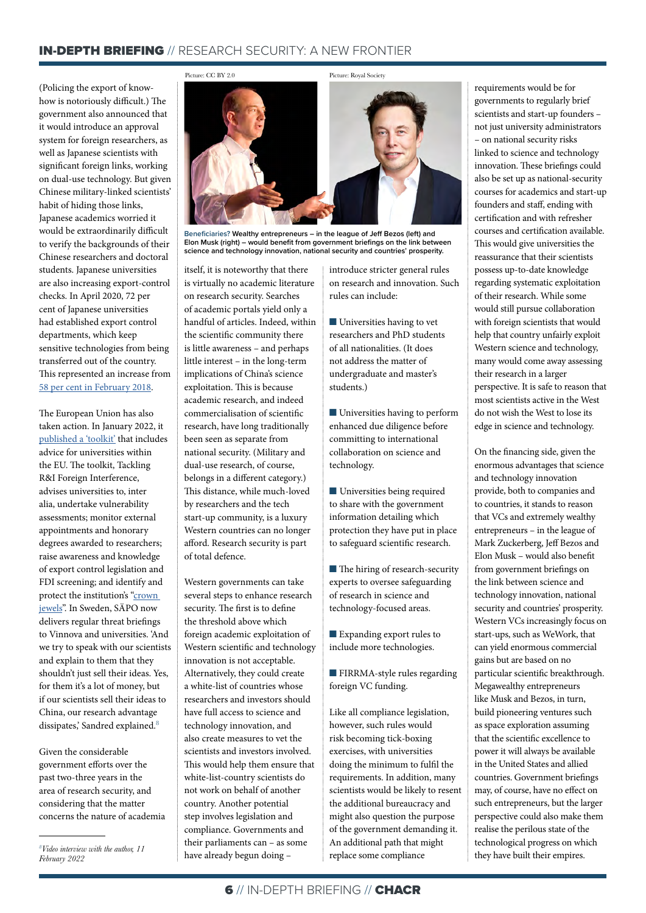(Policing the export of know-how is notoriously difficult.) The government also announced that it would introduce an approval system for foreign researchers, as well as Japanese scientists with significant foreign links, working on dual-use technology. But given Chinese military-linked scientists' habit of hiding those links, Japanese academics worried it would be extraordinarily difficult to verify the backgrounds of the Chinese researchers and doctoral students. Japanese universities are also increasing export-control checks. In April 2020, 72 per cent of Japanese universities had established export control departments, which keep sensitive technologies from being transferred out of the country. This represented an increase from 58 per cent in February 2018.

The European Union has also taken action. In January 2022, it published a 'toolkit' that includes advice for universities within the EU. The toolkit, Tackling R&I Foreign Interference, advises universities to, inter alia, undertake vulnerability assessments; monitor external appointments and honorary degrees awarded to researchers; raise awareness and knowledge of export control legislation and FDI screening; and identify and protect the institution's "crown jewels". In Sweden, SÄPO now delivers regular threat briefings to Vinnova and universities. 'And we try to speak with our scientists and explain to them that they shouldn't just sell their ideas. Yes, for them it's a lot of money, but if our scientists sell their ideas to China, our research advantage dissipates,' Sandred explained.[8]

Given the considerable government efforts over the past two-three years in the area of research security, and considering that the matter concerns the nature of academia itself, it is noteworthy that there is virtually no academic literature on research security. Searches of academic portals yield only a handful of articles. Indeed, within the scientific community there is little awareness – and perhaps little interest – in the long-term implications of China's science exploitation. This is because academic research, and indeed commercialisation of scientific research, have long traditionally been seen as separate from national security. (Military and dual-use research, of course, belongs in a different category.) This distance, while much-loved by researchers and the tech start-up community, is a luxury Western countries can no longer afford. Research security is part of total defence.

Picture: CC BY 2.0

Picture: Royal Society

**Beneficiaries?** Wealthy entrepreneurs – in the league of Jeff Bezos (left) and Elon Musk (right) – would benefit from government briefings on the link between science and technology innovation, national security and countries' prosperity.

Western governments can take several steps to enhance research security. The first is to define the threshold above which foreign academic exploitation of Western scientific and technology innovation is not acceptable. Alternatively, they could create a white-list of countries whose researchers and investors should have full access to science and technology innovation, and also create measures to vet the scientists and investors involved. This would help them ensure that white-list-country scientists do not work on behalf of another country. Another important step involves legislation and compliance. Governments and their parliaments can – as some have already begun doing – introduce stricter general rules on research and innovation. Such rules can include:

- Universities having to vet researchers and PhD students of all nationalities. (It does not address the matter of undergraduate and master's students.)
- Universities having to perform enhanced due diligence before committing to international collaboration on science and technology.
- Universities being required to share with the government information detailing which protection they have put in place to safeguard scientific research.
- The hiring of research-security experts to oversee safeguarding of research in science and technology-focused areas.
- Expanding export rules to include more technologies.
- FIRRMA-style rules regarding foreign VC funding.

Like all compliance legislation, however, such rules would risk becoming tick-boxing exercises, with universities doing the minimum to fulfil the requirements. In addition, many scientists would be likely to resent the additional bureaucracy and might also question the purpose of the government demanding it. An additional path that might replace some compliance requirements would be for governments to regularly brief scientists and start-up founders – not just university administrators – on national security risks linked to science and technology innovation. These briefings could also be set up as national-security courses for academics and start-up founders and staff, ending with certification and with refresher courses and certification available. This would give universities the reassurance that their scientists possess up-to-date knowledge regarding systematic exploitation of their research. While some would still pursue collaboration with foreign scientists that would help that country unfairly exploit Western science and technology, many would come away assessing their research in a larger perspective. It is safe to reason that most scientists active in the West do not wish the West to lose its edge in science and technology.

On the financing side, given the enormous advantages that science and technology innovation provide, both to companies and to countries, it stands to reason that VCs and extremely wealthy entrepreneurs – in the league of Mark Zuckerberg, Jeff Bezos and Elon Musk – would also benefit from government briefings on the link between science and technology innovation, national security and countries' prosperity. Western VCs increasingly focus on start-ups, such as WeWork, that can yield enormous commercial gains but are based on no particular scientific breakthrough. Megawealthy entrepreneurs like Musk and Bezos, in turn, build pioneering ventures such as space exploration assuming that the scientific excellence to power it will always be available in the United States and allied countries. Government briefings may, of course, have no effect on such entrepreneurs, but the larger perspective could also make them realise the perilous state of the technological progress on which they have built their empires.

---

[8] *Video interview with the author, 11 February 2022*